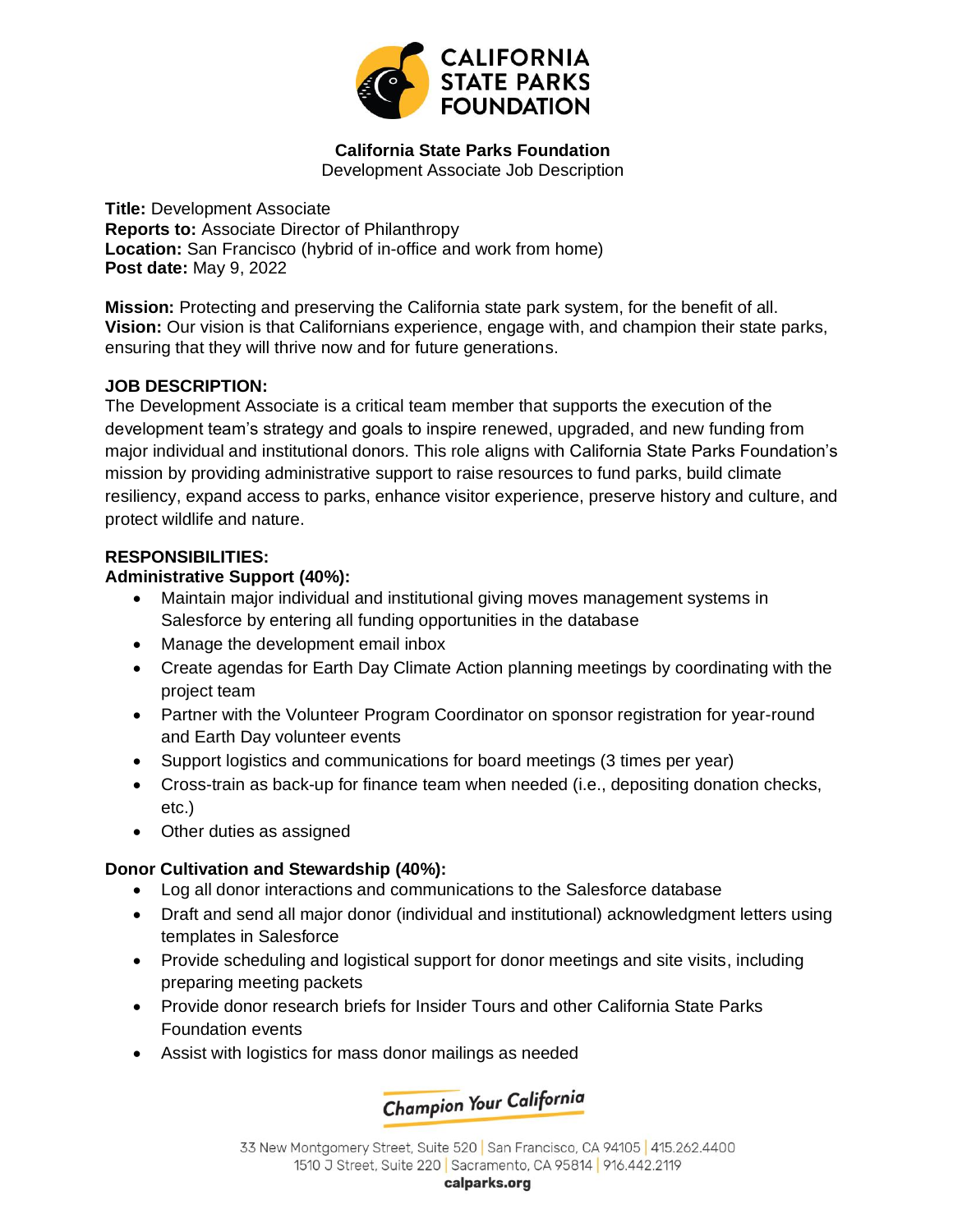**California State Parks Foundation**
Development Associate Job Description

**Title:** Development Associate
**Reports to:** Associate Director of Philanthropy
**Location:** San Francisco (hybrid of in-office and work from home)
**Post date:** May 9, 2022

**Mission:** Protecting and preserving the California state park system, for the benefit of all.
**Vision:** Our vision is that Californians experience, engage with, and champion their state parks, ensuring that they will thrive now and for future generations.

**JOB DESCRIPTION:**

The Development Associate is a critical team member that supports the execution of the development team's strategy and goals to inspire renewed, upgraded, and new funding from major individual and institutional donors. This role aligns with California State Parks Foundation's mission by providing administrative support to raise resources to fund parks, build climate resiliency, expand access to parks, enhance visitor experience, preserve history and culture, and protect wildlife and nature.

**RESPONSIBILITIES:**

**Administrative Support (40%):**

- Maintain major individual and institutional giving moves management systems in Salesforce by entering all funding opportunities in the database
- Manage the development email inbox
- Create agendas for Earth Day Climate Action planning meetings by coordinating with the project team
- Partner with the Volunteer Program Coordinator on sponsor registration for year-round and Earth Day volunteer events
- Support logistics and communications for board meetings (3 times per year)
- Cross-train as back-up for finance team when needed (i.e., depositing donation checks, etc.)
- Other duties as assigned

**Donor Cultivation and Stewardship (40%):**

- Log all donor interactions and communications to the Salesforce database
- Draft and send all major donor (individual and institutional) acknowledgment letters using templates in Salesforce
- Provide scheduling and logistical support for donor meetings and site visits, including preparing meeting packets
- Provide donor research briefs for Insider Tours and other California State Parks Foundation events
- Assist with logistics for mass donor mailings as needed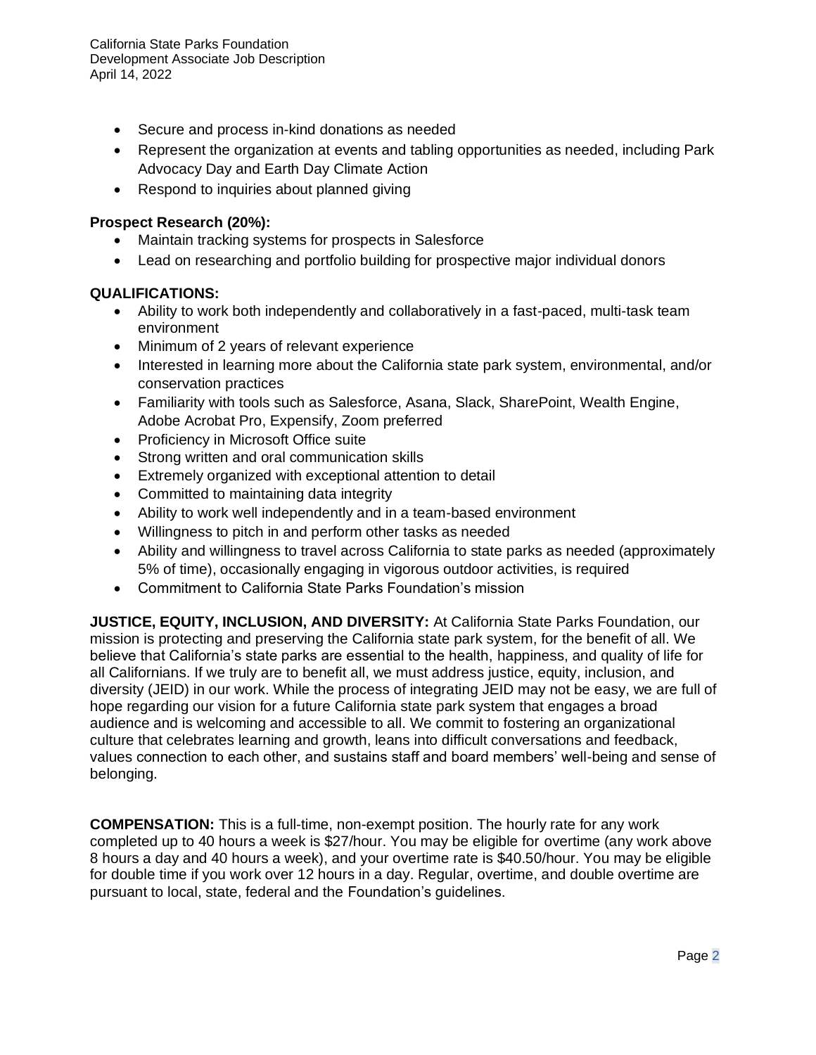- Secure and process in-kind donations as needed
- Represent the organization at events and tabling opportunities as needed, including Park Advocacy Day and Earth Day Climate Action
- Respond to inquiries about planned giving

**Prospect Research (20%):**

- Maintain tracking systems for prospects in Salesforce
- Lead on researching and portfolio building for prospective major individual donors

**QUALIFICATIONS:**

- Ability to work both independently and collaboratively in a fast-paced, multi-task team environment
- Minimum of 2 years of relevant experience
- Interested in learning more about the California state park system, environmental, and/or conservation practices
- Familiarity with tools such as Salesforce, Asana, Slack, SharePoint, Wealth Engine, Adobe Acrobat Pro, Expensify, Zoom preferred
- Proficiency in Microsoft Office suite
- Strong written and oral communication skills
- Extremely organized with exceptional attention to detail
- Committed to maintaining data integrity
- Ability to work well independently and in a team-based environment
- Willingness to pitch in and perform other tasks as needed
- Ability and willingness to travel across California to state parks as needed (approximately 5% of time), occasionally engaging in vigorous outdoor activities, is required
- Commitment to California State Parks Foundation's mission

**JUSTICE, EQUITY, INCLUSION, AND DIVERSITY:** At California State Parks Foundation, our mission is protecting and preserving the California state park system, for the benefit of all. We believe that California's state parks are essential to the health, happiness, and quality of life for all Californians. If we truly are to benefit all, we must address justice, equity, inclusion, and diversity (JEID) in our work. While the process of integrating JEID may not be easy, we are full of hope regarding our vision for a future California state park system that engages a broad audience and is welcoming and accessible to all. We commit to fostering an organizational culture that celebrates learning and growth, leans into difficult conversations and feedback, values connection to each other, and sustains staff and board members' well-being and sense of belonging.

**COMPENSATION:** This is a full-time, non-exempt position. The hourly rate for any work completed up to 40 hours a week is $27/hour. You may be eligible for overtime (any work above 8 hours a day and 40 hours a week), and your overtime rate is $40.50/hour. You may be eligible for double time if you work over 12 hours in a day. Regular, overtime, and double overtime are pursuant to local, state, federal and the Foundation's guidelines.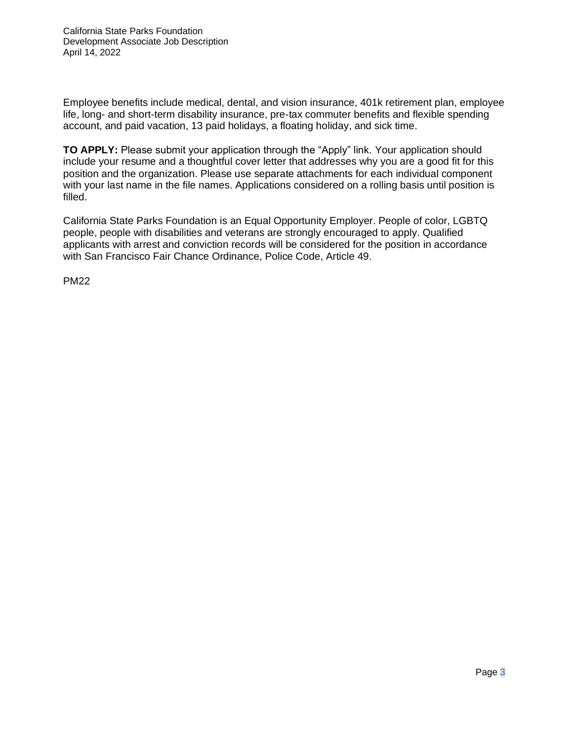Employee benefits include medical, dental, and vision insurance, 401k retirement plan, employee life, long- and short-term disability insurance, pre-tax commuter benefits and flexible spending account, and paid vacation, 13 paid holidays, a floating holiday, and sick time.

**TO APPLY:** Please submit your application through the "Apply" link. Your application should include your resume and a thoughtful cover letter that addresses why you are a good fit for this position and the organization. Please use separate attachments for each individual component with your last name in the file names. Applications considered on a rolling basis until position is filled.

California State Parks Foundation is an Equal Opportunity Employer. People of color, LGBTQ people, people with disabilities and veterans are strongly encouraged to apply. Qualified applicants with arrest and conviction records will be considered for the position in accordance with San Francisco Fair Chance Ordinance, Police Code, Article 49.

PM22